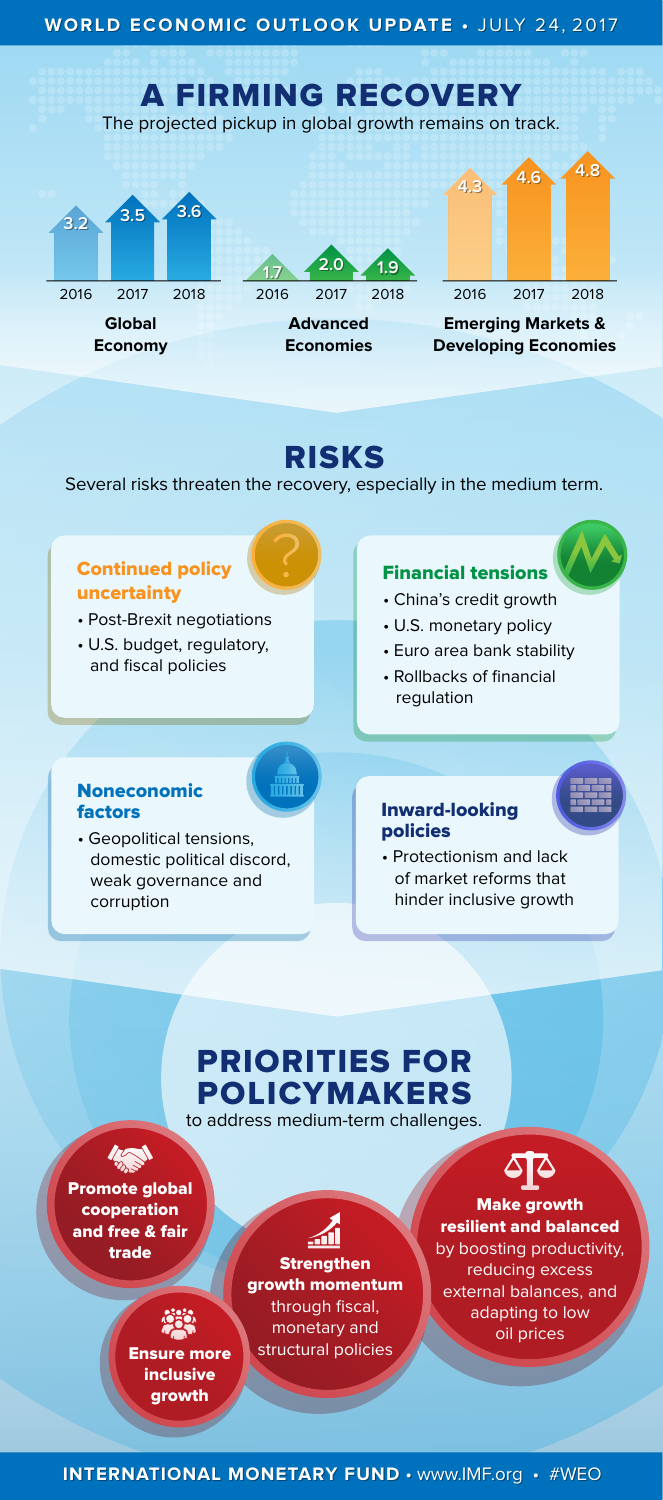**WORLD ECONOMIC OUTLOOK UPDATE** • JULY 24, 2017

# A FIRMING RECOVERY

The projected pickup in global growth remains on track.

| | 2016 | 2017 | 2018 |
|---|---|---|---|
| Global Economy | 3.2 | 3.5 | 3.6 |
| Advanced Economies | 1.7 | 2.0 | 1.9 |
| Emerging Markets & Developing Economies | 4.3 | 4.6 | 4.8 |

# RISKS

Several risks threaten the recovery, especially in the medium term.

### Continued policy uncertainty

- Post-Brexit negotiations
- U.S. budget, regulatory, and fiscal policies

### Financial tensions

- China's credit growth
- U.S. monetary policy
- Euro area bank stability
- Rollbacks of financial regulation

### Noneconomic factors

- Geopolitical tensions, domestic political discord, weak governance and corruption

### Inward-looking policies

- Protectionism and lack of market reforms that hinder inclusive growth

# PRIORITIES FOR POLICYMAKERS

to address medium-term challenges.

- **Promote global cooperation and free & fair trade**
- **Ensure more inclusive growth**
- **Strengthen growth momentum** through fiscal, monetary and structural policies
- **Make growth resilient and balanced** by boosting productivity, reducing excess external balances, and adapting to low oil prices

**INTERNATIONAL MONETARY FUND** • www.IMF.org • #WEO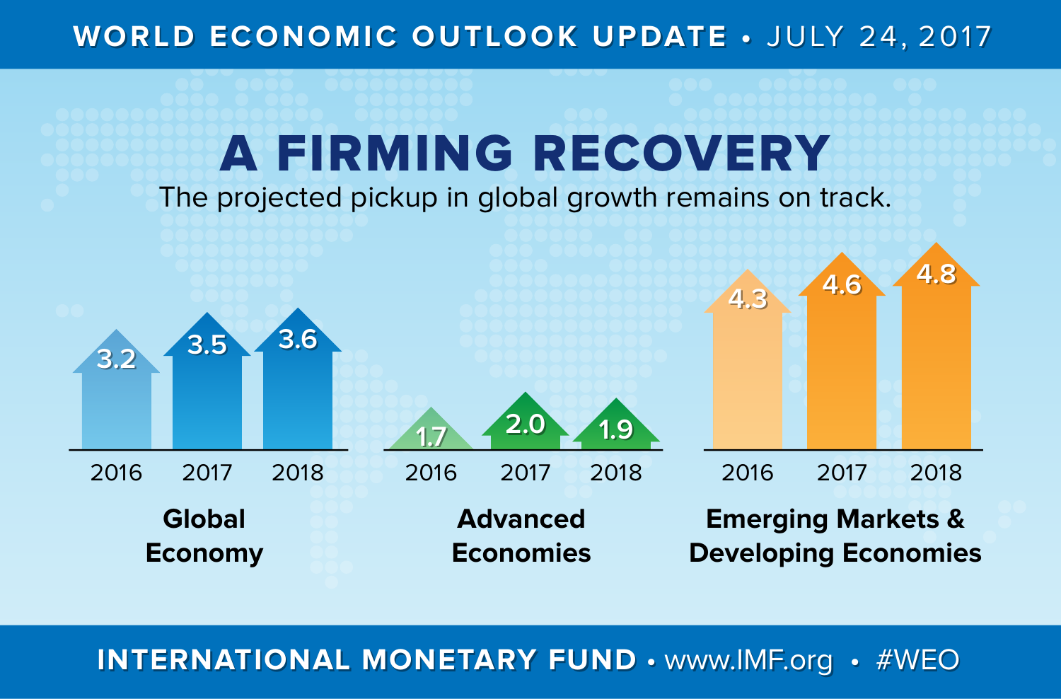# WORLD ECONOMIC OUTLOOK UPDATE • JULY 24, 2017

## A FIRMING RECOVERY

The projected pickup in global growth remains on track.

| | 2016 | 2017 | 2018 |
|---|---|---|---|
| Global Economy | 3.2 | 3.5 | 3.6 |
| Advanced Economies | 1.7 | 2.0 | 1.9 |
| Emerging Markets & Developing Economies | 4.3 | 4.6 | 4.8 |

**INTERNATIONAL MONETARY FUND** • www.IMF.org • #WEO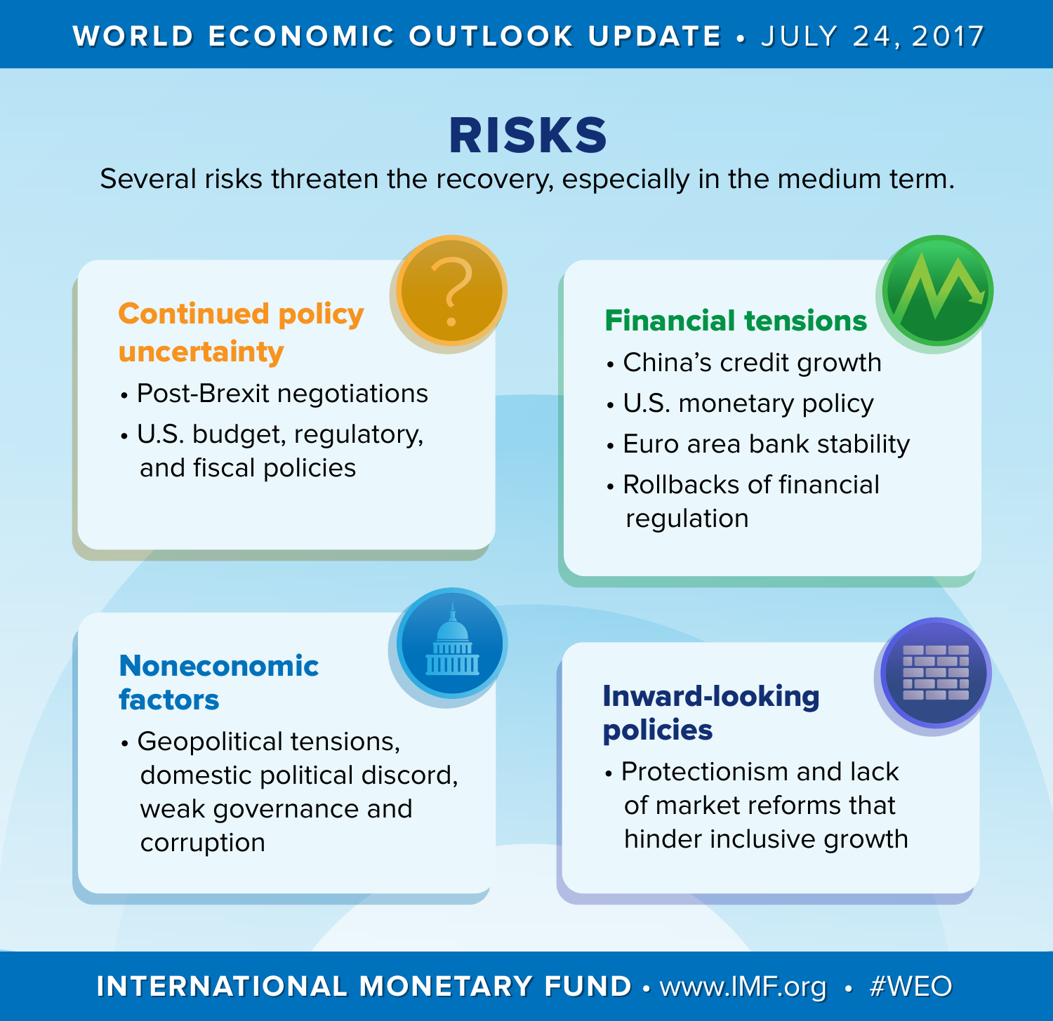WORLD ECONOMIC OUTLOOK UPDATE • JULY 24, 2017

# RISKS

Several risks threaten the recovery, especially in the medium term.

## Continued policy uncertainty

- Post-Brexit negotiations
- U.S. budget, regulatory, and fiscal policies

## Financial tensions

- China's credit growth
- U.S. monetary policy
- Euro area bank stability
- Rollbacks of financial regulation

## Noneconomic factors

- Geopolitical tensions, domestic political discord, weak governance and corruption

## Inward-looking policies

- Protectionism and lack of market reforms that hinder inclusive growth

INTERNATIONAL MONETARY FUND • www.IMF.org • #WEO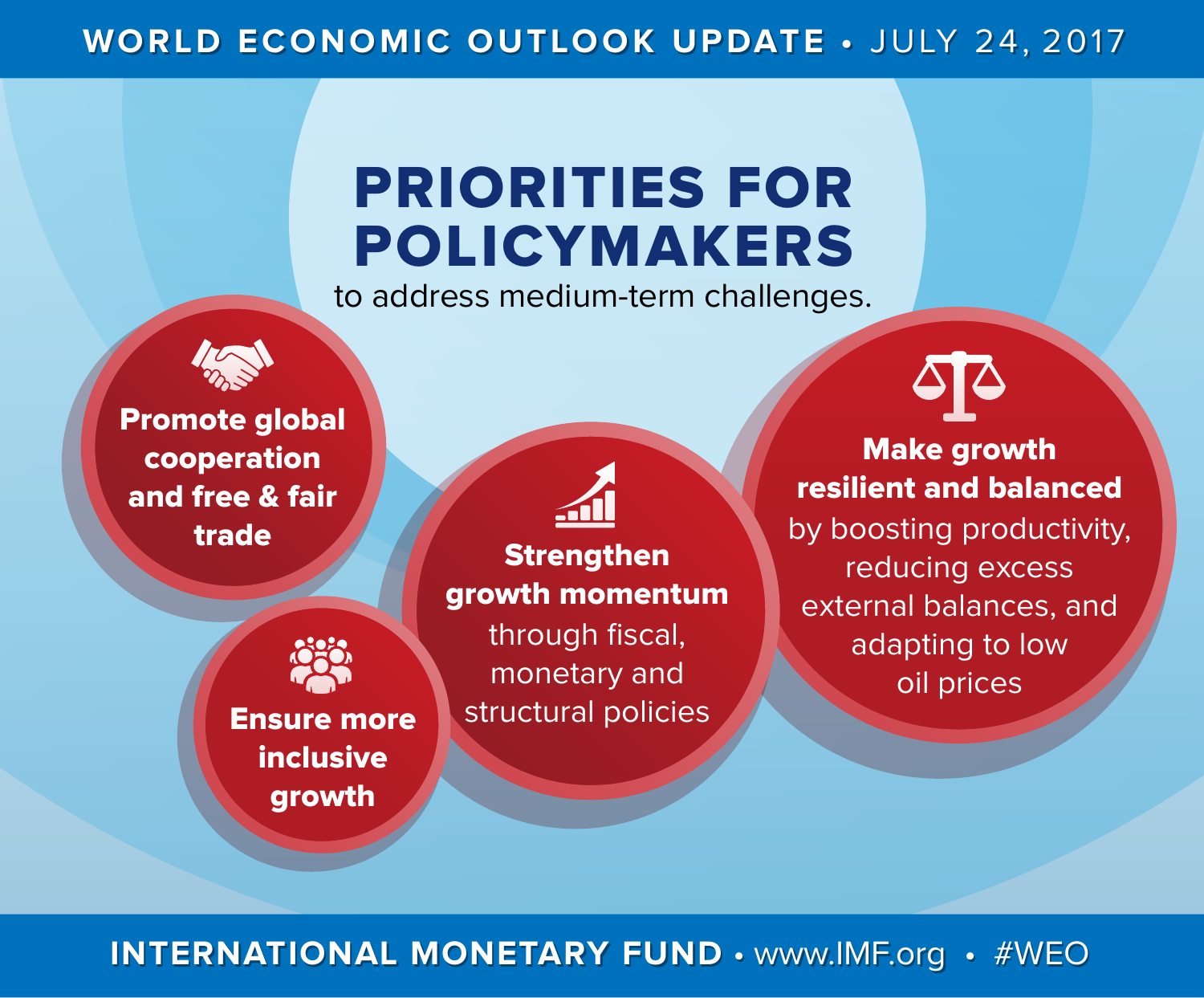WORLD ECONOMIC OUTLOOK UPDATE • JULY 24, 2017

# PRIORITIES FOR POLICYMAKERS

to address medium-term challenges.

**Promote global cooperation and free & fair trade**

**Ensure more inclusive growth**

**Strengthen growth momentum** through fiscal, monetary and structural policies

**Make growth resilient and balanced** by boosting productivity, reducing excess external balances, and adapting to low oil prices

INTERNATIONAL MONETARY FUND • www.IMF.org • #WEO